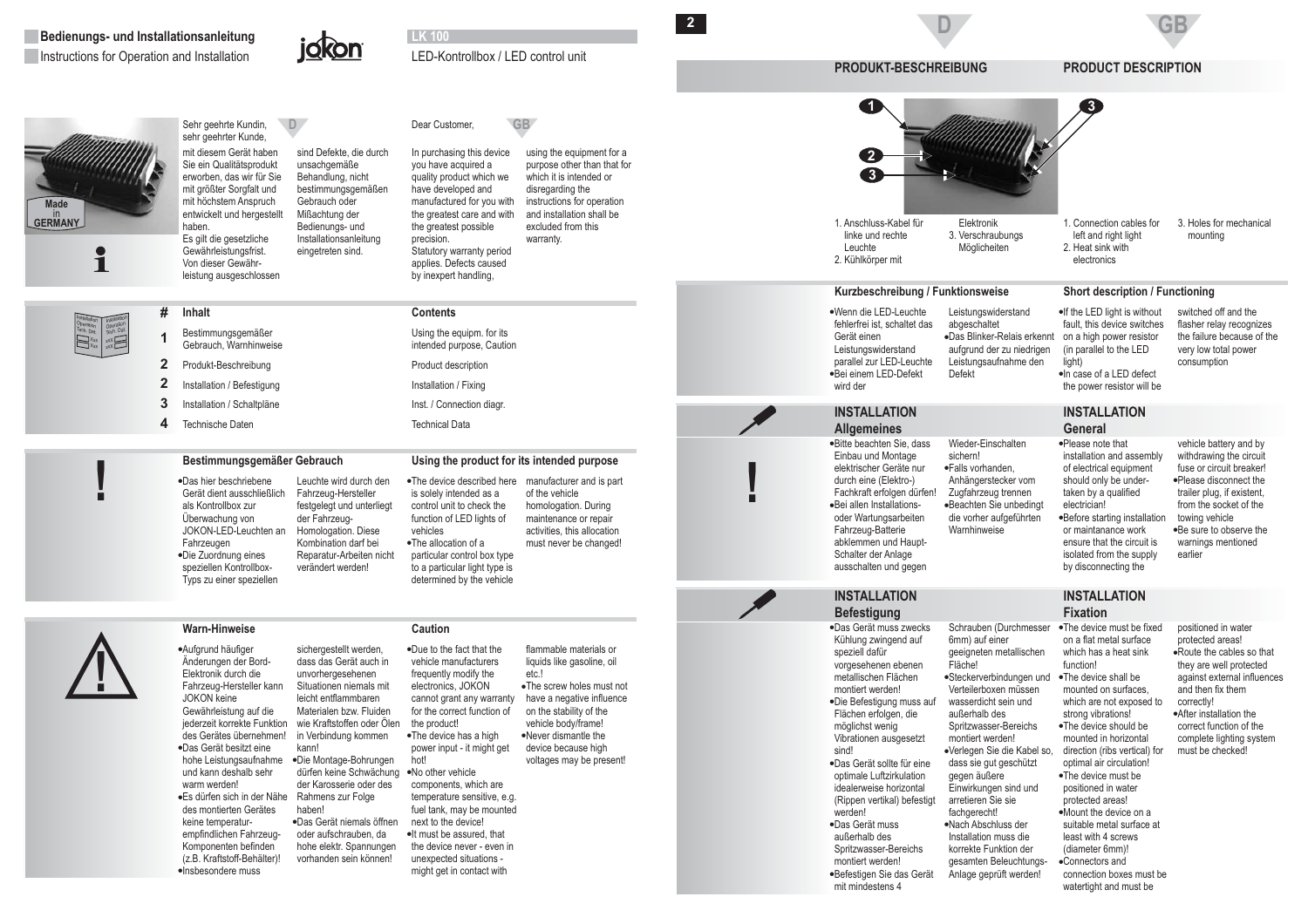# Bedienungs- und Installationsanleitung

Instructions for Operation and Installation

jokon

**LK 100**

LED-Kontrollbox / LED control unit

Made in GERMANY

**D**

Sehr geehrte Kundin, sehr geehrter Kunde,

mit diesem Gerät haben Sie ein Qualitätsprodukt erworben, das wir für Sie mit größter Sorgfalt und mit höchstem Anspruch entwickelt und hergestellt haben.
Es gilt die gesetzliche Gewährleistungsfrist. Von dieser Gewährleistung ausgeschlossen sind Defekte, die durch unsachgemäße Behandlung, nicht bestimmungsgemäßen Gebrauch oder Mißachtung der Bedienungs- und Installationsanleitung eingetreten sind.

**GB**

Dear Customer,

In purchasing this device you have acquired a quality product which we have developed and manufactured for you with the greatest care and with the greatest possible precision.
Statutory warranty period applies. Defects caused by inexpert handling, using the equipment for a purpose other than that for which it is intended or disregarding the instructions for operation and installation shall be excluded from this warranty.

| # | Inhalt | Contents |
|---|---|---|
| 1 | Bestimmungsgemäßer Gebrauch, Warnhinweise | Using the equipm. for its intended purpose, Caution |
| 2 | Produkt-Beschreibung | Product description |
| 2 | Installation / Befestigung | Installation / Fixing |
| 3 | Installation / Schaltpläne | Inst. / Connection diagr. |
| 4 | Technische Daten | Technical Data |

## Bestimmungsgemäßer Gebrauch

- Das hier beschriebene Gerät dient ausschließlich als Kontrollbox zur Überwachung von JOKON-LED-Leuchten an Fahrzeugen
- Die Zuordnung eines speziellen Kontrollbox-Typs zu einer speziellen Leuchte wird durch den Fahrzeug-Hersteller festgelegt und unterliegt der Fahrzeug-Homologation. Diese Kombination darf bei Reparatur-Arbeiten nicht verändert werden!

## Using the product for its intended purpose

- The device described here is solely intended as a control unit to check the function of LED lights of vehicles
- The allocation of a particular control box type to a particular light type is determined by the vehicle manufacturer and is part of the vehicle homologation. During maintenance or repair activities, this allocation must never be changed!

## Warn-Hinweise

- Aufgrund häufiger Änderungen der Bord-Elektronik durch die Fahrzeug-Hersteller kann JOKON keine Gewährleistung auf die jederzeit korrekte Funktion des Gerätes übernehmen!
- Das Gerät besitzt eine hohe Leistungsaufnahme und kann deshalb sehr warm werden!
- Es dürfen sich in der Nähe des montierten Gerätes keine temperaturempfindlichen Fahrzeug-Komponenten befinden (z.B. Kraftstoff-Behälter)!
- Insbesondere muss sichergestellt werden, dass das Gerät auch in unvorhergesehenen Situationen niemals mit leicht entflammbaren Materialen bzw. Fluiden wie Kraftstoffen oder Ölen in Verbindung kommen kann!
- Die Montage-Bohrungen dürfen keine Schwächung der Karosserie oder des Rahmens zur Folge haben!
- Das Gerät niemals öffnen oder aufschrauben, da hohe elektr. Spannungen vorhanden sein können!

## Caution

- Due to the fact that the vehicle manufacturers frequently modify the electronics, JOKON cannot grant any warranty for the correct function of the product!
- The device has a high power input - it might get hot!
- No other vehicle components, which are temperature sensitive, e.g. fuel tank, may be mounted next to the device!
- It must be assured, that the device never - even in unexpected situations - might get in contact with flammable materials or liquids like gasoline, oil etc.!
- The screw holes must not have a negative influence on the stability of the vehicle body/frame!
- Never dismantle the device because high voltages may be present!

**D** | **GB**

## PRODUKT-BESCHREIBUNG

1. Anschluss-Kabel für linke und rechte Leuchte
2. Kühlkörper mit Elektronik
3. Verschraubungs Möglicheiten

## PRODUCT DESCRIPTION

1. Connection cables for left and right light
2. Heat sink with electronics
3. Holes for mechanical mounting

### Kurzbeschreibung / Funktionsweise

- Wenn die LED-Leuchte fehlerfrei ist, schaltet das Gerät einen Leistungswiderstand parallel zur LED-Leuchte
- Bei einem LED-Defekt wird der Leistungswiderstand abgeschaltet
- Das Blinker-Relais erkennt aufgrund der zu niedrigen Leistungsaufnahme den Defekt

### Short description / Functioning

- If the LED light is without fault, this device switches on a high power resistor (in parallel to the LED light)
- In case of a LED defect the power resistor will be switched off and the flasher relay recognizes the failure because of the very low total power consumption

## INSTALLATION Allgemeines

- Bitte beachten Sie, dass Einbau und Montage elektrischer Geräte nur durch eine (Elektro-) Fachkraft erfolgen dürfen!
- Bei allen Installations- oder Wartungsarbeiten Fahrzeug-Batterie abklemmen und Haupt-Schalter der Anlage ausschalten und gegen Wieder-Einschalten sichern!
- Falls vorhanden, Anhängerstecker vom Zugfahrzeug trennen
- Beachten Sie unbedingt die vorher aufgeführten Warnhinweise

## INSTALLATION General

- Please note that installation and assembly of electrical equipment should only be undertaken by a qualified electrician!
- Before starting installation or maintanance work ensure that the circuit is isolated from the supply by disconnecting the vehicle battery and by withdrawing the circuit fuse or circuit breaker!
- Please disconnect the trailer plug, if existent, from the socket of the towing vehicle
- Be sure to observe the warnings mentioned earlier

## INSTALLATION Befestigung

- Das Gerät muss zwecks Kühlung zwingend auf speziell dafür vorgesehenen ebenen metallischen Flächen montiert werden!
- Die Befestigung muss auf Flächen erfolgen, die möglichst wenig Vibrationen ausgesetzt sind!
- Das Gerät sollte für eine optimale Luftzirkulation idealerweise horizontal (Rippen vertikal) befestigt werden!
- Das Gerät muss außerhalb des Spritzwasser-Bereichs montiert werden!
- Befestigen Sie das Gerät mit mindestens 4 Schrauben (Durchmesser 6mm) auf einer geeigneten metallischen Fläche!
- Steckerverbindungen und Verteilerboxen müssen wasserdicht sein und außerhalb des Spritzwasser-Bereichs montiert werden!
- Verlegen Sie die Kabel so, dass sie gut geschützt gegen äußere Einwirkungen sind und arretieren Sie sie fachgerecht!
- Nach Abschluss der Installation muss die korrekte Funktion der gesamten Beleuchtungs-Anlage geprüft werden!

## INSTALLATION Fixation

- The device must be fixed on a flat metal surface which has a heat sink function!
- The device shall be mounted on surfaces, which are not exposed to strong vibrations!
- The device should be mounted in horizontal direction (ribs vertical) for optimal air circulation!
- The device must be positioned in water protected areas!
- Mount the device on a suitable metal surface at least with 4 screws (diameter 6mm)!
- Connectors and connection boxes must be watertight and must be positioned in water protected areas!
- Route the cables so that they are well protected against external influences and then fix them correctly!
- After installation the correct function of the complete lighting system must be checked!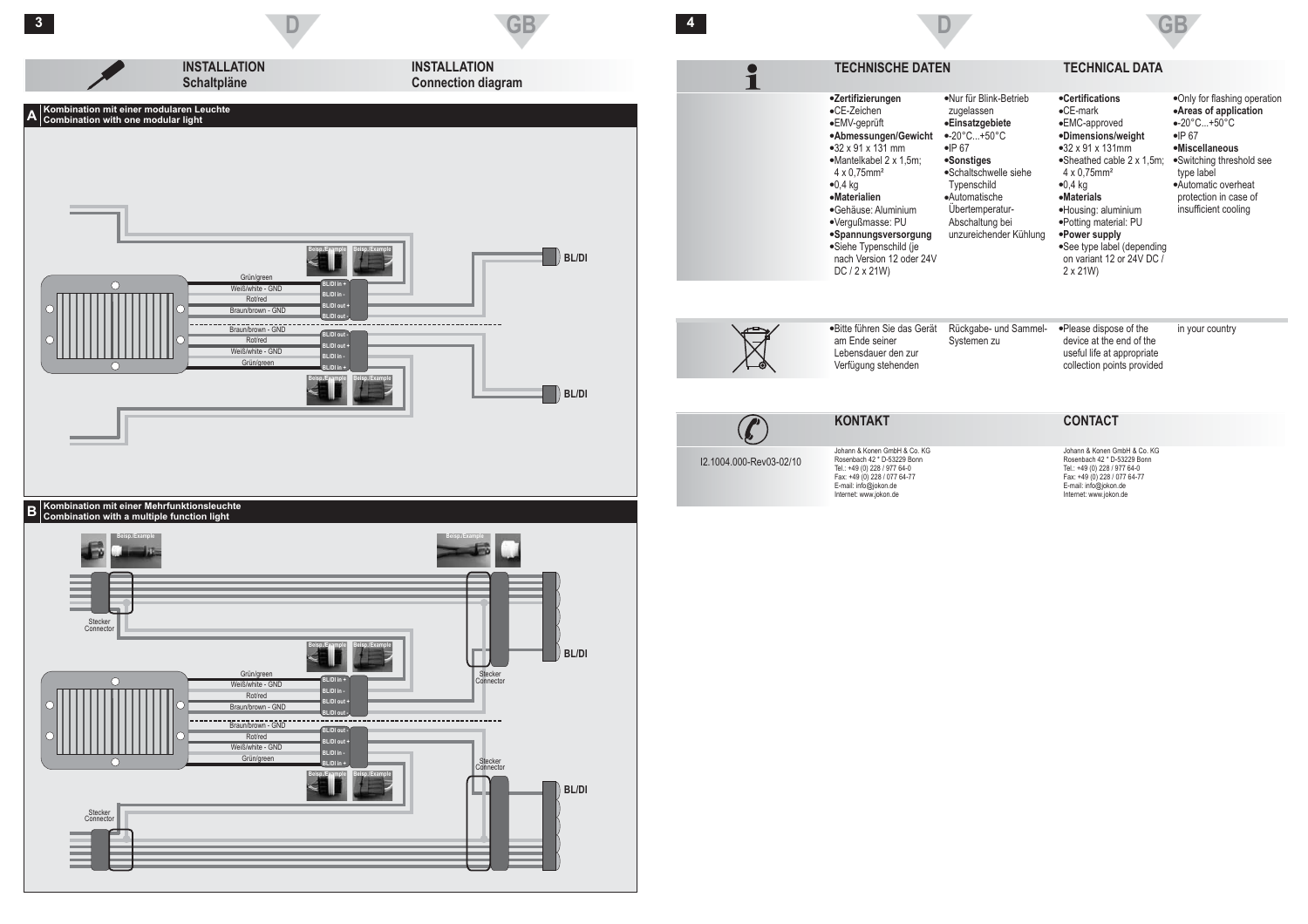## INSTALLATION Schaltpläne

## INSTALLATION Connection diagram

**A Kombination mit einer modularen Leuchte**
**Combination with one modular light**

Grün/green
Weiß/white - GND
Rot/red
Braun/brown - GND
Braun/brown - GND
Rot/red
Weiß/white - GND
Grün/green

BL/DI in +
BL/DI in -
BL/DI out +
BL/DI out -
BL/DI out -
BL/DI out +
BL/DI in -
BL/DI in +

Beisp./Example

BL/DI

BL/DI

**B Kombination mit einer Mehrfunktionsleuchte**
**Combination with a multiple function light**

Beisp./Example

Stecker
Connector

Grün/green
Weiß/white - GND
Rot/red
Braun/brown - GND
Braun/brown - GND
Rot/red
Weiß/white - GND
Grün/green

BL/DI in +
BL/DI in -
BL/DI out +
BL/DI out -
BL/DI out -
BL/DI out +
BL/DI in -
BL/DI in +

BL/DI

BL/DI

## TECHNISCHE DATEN

- **Zertifizierungen**
- CE-Zeichen
- EMV-geprüft
- **Abmessungen/Gewicht**
- 32 x 91 x 131 mm
- Mantelkabel 2 x 1,5m; 4 x 0,75mm²
- 0,4 kg
- **Materialien**
- Gehäuse: Aluminium
- Vergußmasse: PU
- **Spannungsversorgung**
- Siehe Typenschild (je nach Version 12 oder 24V DC / 2 x 21W)
- Nur für Blink-Betrieb zugelassen
- **Einsatzgebiete**
- -20°C...+50°C
- IP 67
- **Sonstiges**
- Schaltschwelle siehe Typenschild
- Automatische Übertemperatur-Abschaltung bei unzureichender Kühlung

## TECHNICAL DATA

- **Certifications**
- CE-mark
- EMC-approved
- **Dimensions/weight**
- 32 x 91 x 131mm
- Sheathed cable 2 x 1,5m; 4 x 0,75mm²
- 0,4 kg
- **Materials**
- Housing: aluminium
- Potting material: PU
- **Power supply**
- See type label (depending on variant 12 or 24V DC / 2 x 21W)
- Only for flashing operation
- **Areas of application**
- -20°C...+50°C
- IP 67
- **Miscellaneous**
- Switching threshold see type label
- Automatic overheat protection in case of insufficient cooling

- Bitte führen Sie das Gerät am Ende seiner Lebensdauer den zur Verfügung stehenden Rückgabe- und Sammel-Systemen zu

- Please dispose of the device at the end of the useful life at appropriate collection points provided in your country

## KONTAKT

Johann & Konen GmbH & Co. KG
Rosenbach 42 * D-53229 Bonn
Tel.: +49 (0) 228 / 977 64-0
Fax: +49 (0) 228 / 077 64-77
E-mail: info@jokon.de
Internet: www.jokon.de

## CONTACT

Johann & Konen GmbH & Co. KG
Rosenbach 42 * D-53229 Bonn
Tel.: +49 (0) 228 / 977 64-0
Fax: +49 (0) 228 / 077 64-77
E-mail: info@jokon.de
Internet: www.jokon.de

I2.1004.000-Rev03-02/10